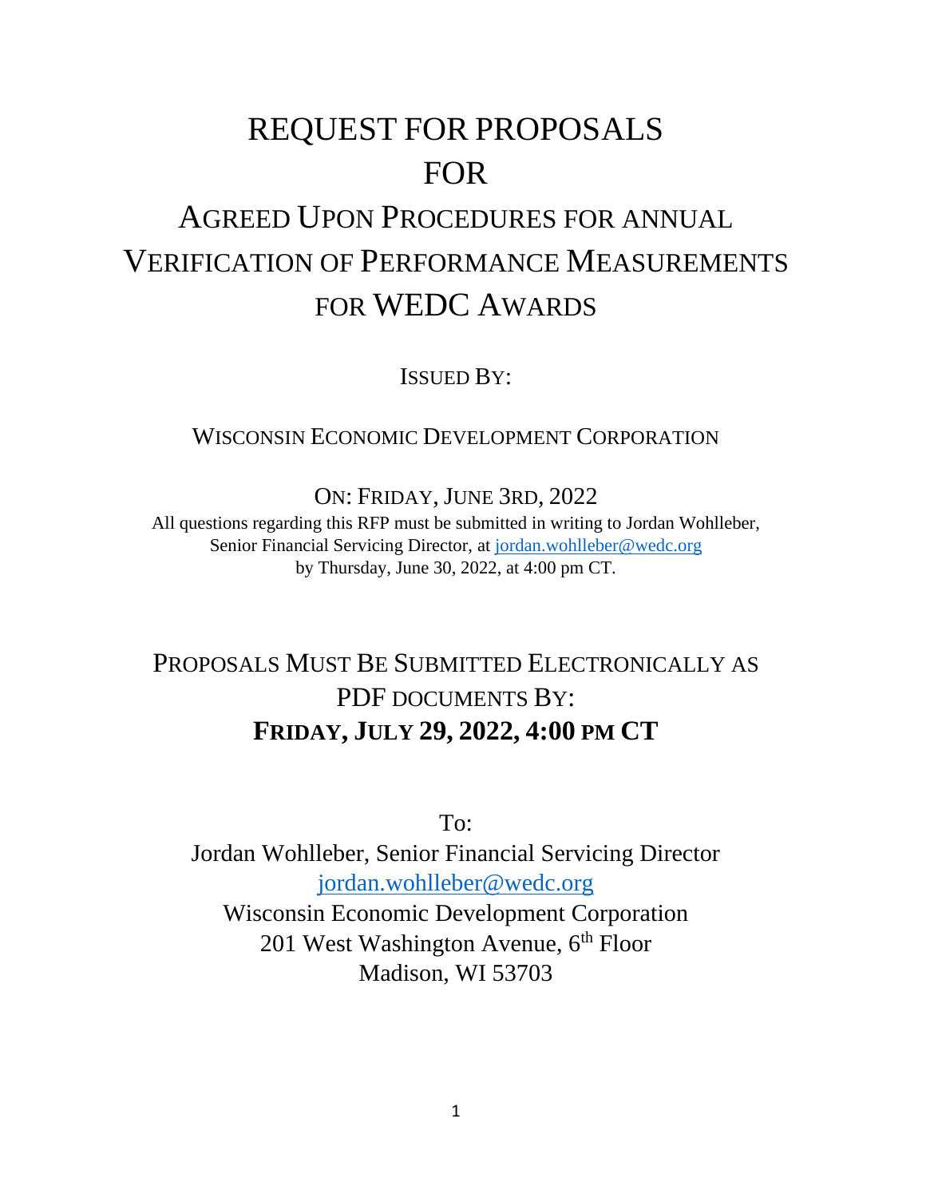# REQUEST FOR PROPOSALS FOR

# AGREED UPON PROCEDURES FOR ANNUAL VERIFICATION OF PERFORMANCE MEASUREMENTS FOR WEDC AWARDS

ISSUED BY:

WISCONSIN ECONOMIC DEVELOPMENT CORPORATION

ON: FRIDAY, JUNE 3RD, 2022

All questions regarding this RFP must be submitted in writing to Jordan Wohlleber, Senior Financial Servicing Director, at jordan.wohlleber@wedc.org by Thursday, June 30, 2022, at 4:00 pm CT.

## PROPOSALS MUST BE SUBMITTED ELECTRONICALLY AS PDF DOCUMENTS BY:

**FRIDAY, JULY 29, 2022, 4:00 PM CT**

To:

Jordan Wohlleber, Senior Financial Servicing Director
jordan.wohlleber@wedc.org
Wisconsin Economic Development Corporation
201 West Washington Avenue, 6th Floor
Madison, WI 53703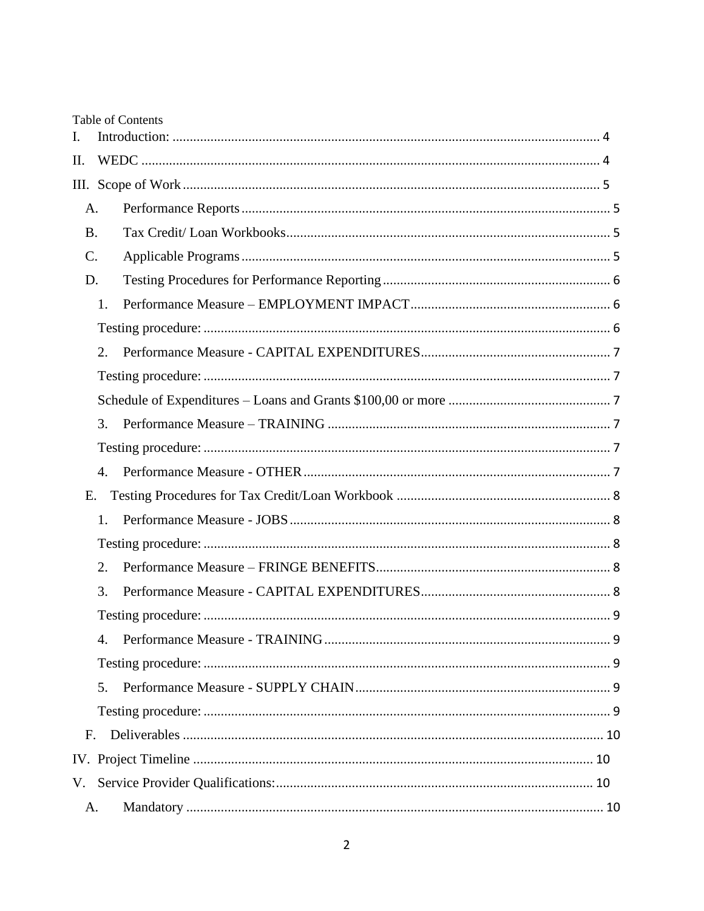Table of Contents

I. Introduction: ... 4

II. WEDC ... 4

III. Scope of Work ... 5

- A. Performance Reports ... 5
- B. Tax Credit/ Loan Workbooks ... 5
- C. Applicable Programs ... 5
- D. Testing Procedures for Performance Reporting ... 6
  - 1. Performance Measure – EMPLOYMENT IMPACT ... 6
  - Testing procedure: ... 6
  - 2. Performance Measure - CAPITAL EXPENDITURES ... 7
  - Testing procedure: ... 7
  - Schedule of Expenditures – Loans and Grants $100,00 or more ... 7
  - 3. Performance Measure – TRAINING ... 7
  - Testing procedure: ... 7
  - 4. Performance Measure - OTHER ... 7
- E. Testing Procedures for Tax Credit/Loan Workbook ... 8
  - 1. Performance Measure - JOBS ... 8
  - Testing procedure: ... 8
  - 2. Performance Measure – FRINGE BENEFITS ... 8
  - 3. Performance Measure - CAPITAL EXPENDITURES ... 8
  - Testing procedure: ... 9
  - 4. Performance Measure - TRAINING ... 9
  - Testing procedure: ... 9
  - 5. Performance Measure - SUPPLY CHAIN ... 9
  - Testing procedure: ... 9
- F. Deliverables ... 10

IV. Project Timeline ... 10

V. Service Provider Qualifications: ... 10

- A. Mandatory ... 10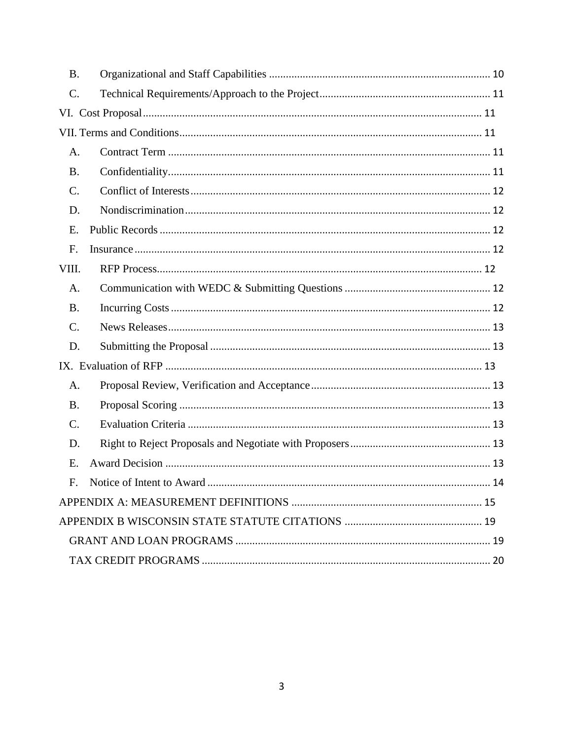B. Organizational and Staff Capabilities ............................................................................ 10

C. Technical Requirements/Approach to the Project............................................................ 11

VI. Cost Proposal........................................................................................................................ 11

VII. Terms and Conditions........................................................................................................... 11

A. Contract Term ................................................................................................................ 11

B. Confidentiality................................................................................................................. 11

C. Conflict of Interests.......................................................................................................... 12

D. Nondiscrimination............................................................................................................ 12

E. Public Records ................................................................................................................... 12

F. Insurance ............................................................................................................................ 12

VIII. RFP Process................................................................................................................... 12

A. Communication with WEDC & Submitting Questions .................................................... 12

B. Incurring Costs ................................................................................................................ 12

C. News Releases................................................................................................................. 13

D. Submitting the Proposal .................................................................................................. 13

IX. Evaluation of RFP ................................................................................................................ 13

A. Proposal Review, Verification and Acceptance............................................................... 13

B. Proposal Scoring .............................................................................................................. 13

C. Evaluation Criteria ........................................................................................................... 13

D. Right to Reject Proposals and Negotiate with Proposers.................................................. 13

E. Award Decision .................................................................................................................. 13

F. Notice of Intent to Award ................................................................................................... 14

APPENDIX A: MEASUREMENT DEFINITIONS ................................................................... 15

APPENDIX B WISCONSIN STATE STATUTE CITATIONS ................................................ 19

GRANT AND LOAN PROGRAMS ......................................................................................... 19

TAX CREDIT PROGRAMS ..................................................................................................... 20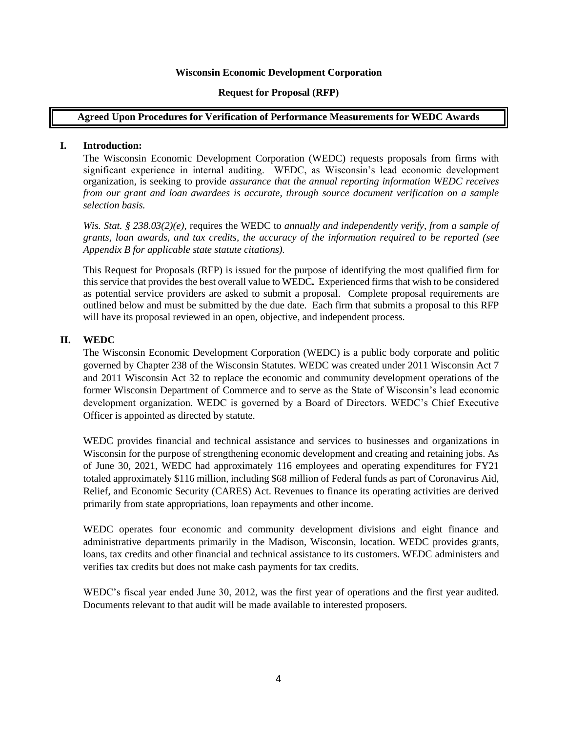**Wisconsin Economic Development Corporation**

**Request for Proposal (RFP)**

**Agreed Upon Procedures for Verification of Performance Measurements for WEDC Awards**

## I. Introduction:

The Wisconsin Economic Development Corporation (WEDC) requests proposals from firms with significant experience in internal auditing. WEDC, as Wisconsin's lead economic development organization, is seeking to provide *assurance that the annual reporting information WEDC receives from our grant and loan awardees is accurate, through source document verification on a sample selection basis.*

*Wis. Stat. § 238.03(2)(e),* requires the WEDC to *annually and independently verify, from a sample of grants, loan awards, and tax credits, the accuracy of the information required to be reported (see Appendix B for applicable state statute citations).*

This Request for Proposals (RFP) is issued for the purpose of identifying the most qualified firm for this service that provides the best overall value to WEDC**.** Experienced firms that wish to be considered as potential service providers are asked to submit a proposal. Complete proposal requirements are outlined below and must be submitted by the due date. Each firm that submits a proposal to this RFP will have its proposal reviewed in an open, objective, and independent process.

## II. WEDC

The Wisconsin Economic Development Corporation (WEDC) is a public body corporate and politic governed by Chapter 238 of the Wisconsin Statutes. WEDC was created under 2011 Wisconsin Act 7 and 2011 Wisconsin Act 32 to replace the economic and community development operations of the former Wisconsin Department of Commerce and to serve as the State of Wisconsin's lead economic development organization. WEDC is governed by a Board of Directors. WEDC's Chief Executive Officer is appointed as directed by statute.

WEDC provides financial and technical assistance and services to businesses and organizations in Wisconsin for the purpose of strengthening economic development and creating and retaining jobs. As of June 30, 2021, WEDC had approximately 116 employees and operating expenditures for FY21 totaled approximately $116 million, including $68 million of Federal funds as part of Coronavirus Aid, Relief, and Economic Security (CARES) Act. Revenues to finance its operating activities are derived primarily from state appropriations, loan repayments and other income.

WEDC operates four economic and community development divisions and eight finance and administrative departments primarily in the Madison, Wisconsin, location. WEDC provides grants, loans, tax credits and other financial and technical assistance to its customers. WEDC administers and verifies tax credits but does not make cash payments for tax credits.

WEDC's fiscal year ended June 30, 2012, was the first year of operations and the first year audited. Documents relevant to that audit will be made available to interested proposers.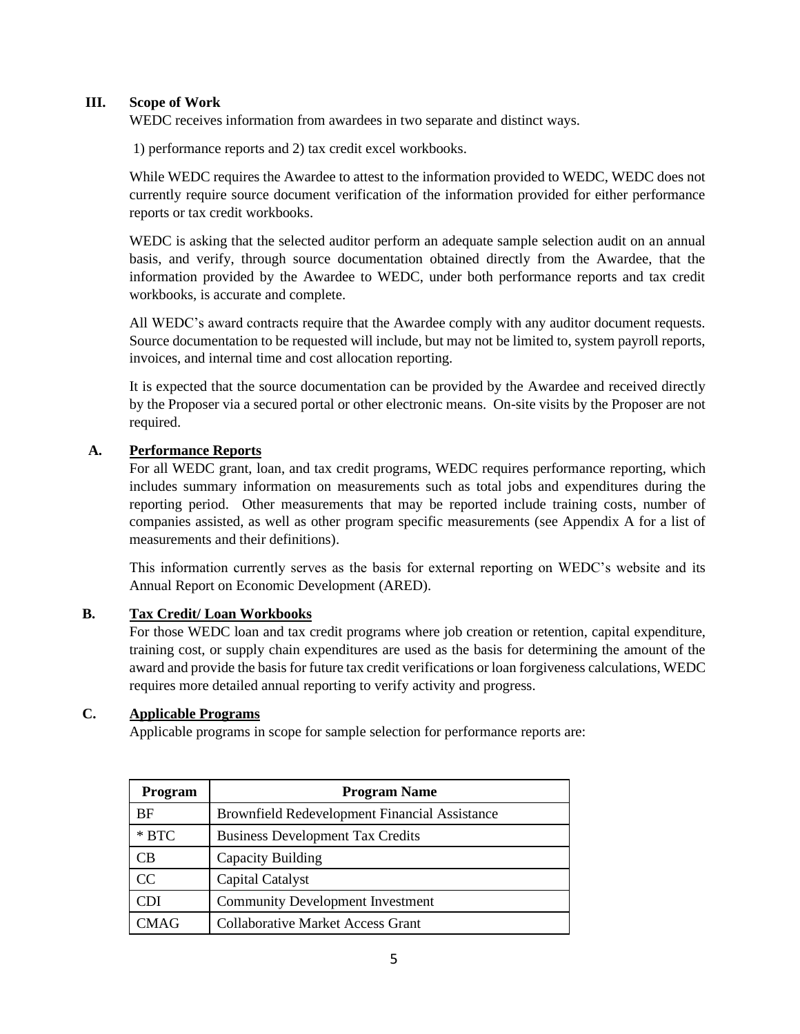## III. Scope of Work

WEDC receives information from awardees in two separate and distinct ways.

1) performance reports and 2) tax credit excel workbooks.

While WEDC requires the Awardee to attest to the information provided to WEDC, WEDC does not currently require source document verification of the information provided for either performance reports or tax credit workbooks.

WEDC is asking that the selected auditor perform an adequate sample selection audit on an annual basis, and verify, through source documentation obtained directly from the Awardee, that the information provided by the Awardee to WEDC, under both performance reports and tax credit workbooks, is accurate and complete.

All WEDC's award contracts require that the Awardee comply with any auditor document requests. Source documentation to be requested will include, but may not be limited to, system payroll reports, invoices, and internal time and cost allocation reporting.

It is expected that the source documentation can be provided by the Awardee and received directly by the Proposer via a secured portal or other electronic means. On-site visits by the Proposer are not required.

### A. Performance Reports

For all WEDC grant, loan, and tax credit programs, WEDC requires performance reporting, which includes summary information on measurements such as total jobs and expenditures during the reporting period. Other measurements that may be reported include training costs, number of companies assisted, as well as other program specific measurements (see Appendix A for a list of measurements and their definitions).

This information currently serves as the basis for external reporting on WEDC's website and its Annual Report on Economic Development (ARED).

### B. Tax Credit/ Loan Workbooks

For those WEDC loan and tax credit programs where job creation or retention, capital expenditure, training cost, or supply chain expenditures are used as the basis for determining the amount of the award and provide the basis for future tax credit verifications or loan forgiveness calculations, WEDC requires more detailed annual reporting to verify activity and progress.

### C. Applicable Programs

Applicable programs in scope for sample selection for performance reports are:

| Program | Program Name |
|---|---|
| BF | Brownfield Redevelopment Financial Assistance |
| * BTC | Business Development Tax Credits |
| CB | Capacity Building |
| CC | Capital Catalyst |
| CDI | Community Development Investment |
| CMAG | Collaborative Market Access Grant |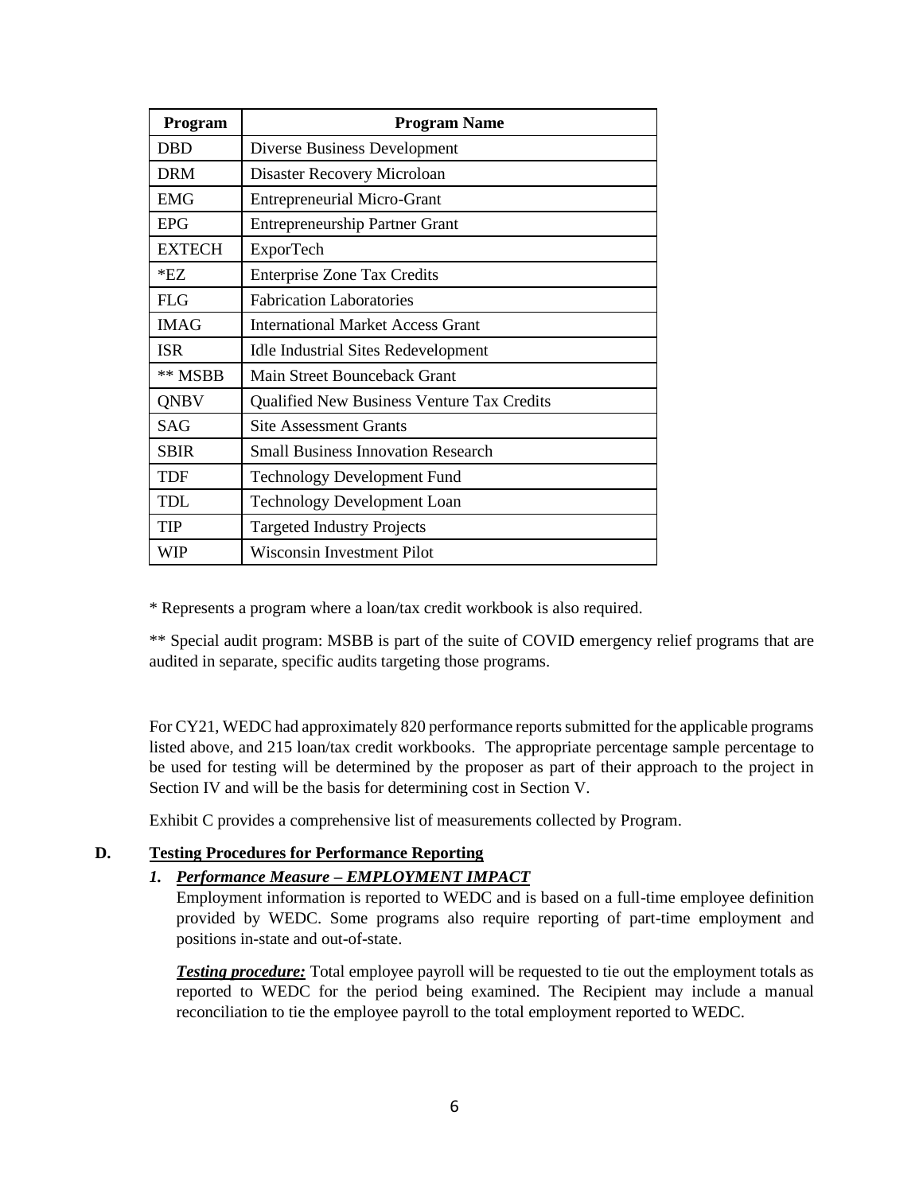| Program | Program Name |
|---|---|
| DBD | Diverse Business Development |
| DRM | Disaster Recovery Microloan |
| EMG | Entrepreneurial Micro-Grant |
| EPG | Entrepreneurship Partner Grant |
| EXTECH | ExporTech |
| *EZ | Enterprise Zone Tax Credits |
| FLG | Fabrication Laboratories |
| IMAG | International Market Access Grant |
| ISR | Idle Industrial Sites Redevelopment |
| ** MSBB | Main Street Bounceback Grant |
| QNBV | Qualified New Business Venture Tax Credits |
| SAG | Site Assessment Grants |
| SBIR | Small Business Innovation Research |
| TDF | Technology Development Fund |
| TDL | Technology Development Loan |
| TIP | Targeted Industry Projects |
| WIP | Wisconsin Investment Pilot |

* Represents a program where a loan/tax credit workbook is also required.

** Special audit program: MSBB is part of the suite of COVID emergency relief programs that are audited in separate, specific audits targeting those programs.

For CY21, WEDC had approximately 820 performance reports submitted for the applicable programs listed above, and 215 loan/tax credit workbooks. The appropriate percentage sample percentage to be used for testing will be determined by the proposer as part of their approach to the project in Section IV and will be the basis for determining cost in Section V.

Exhibit C provides a comprehensive list of measurements collected by Program.

## D. Testing Procedures for Performance Reporting

### *1. Performance Measure – EMPLOYMENT IMPACT*

Employment information is reported to WEDC and is based on a full-time employee definition provided by WEDC. Some programs also require reporting of part-time employment and positions in-state and out-of-state.

***Testing procedure:*** Total employee payroll will be requested to tie out the employment totals as reported to WEDC for the period being examined. The Recipient may include a manual reconciliation to tie the employee payroll to the total employment reported to WEDC.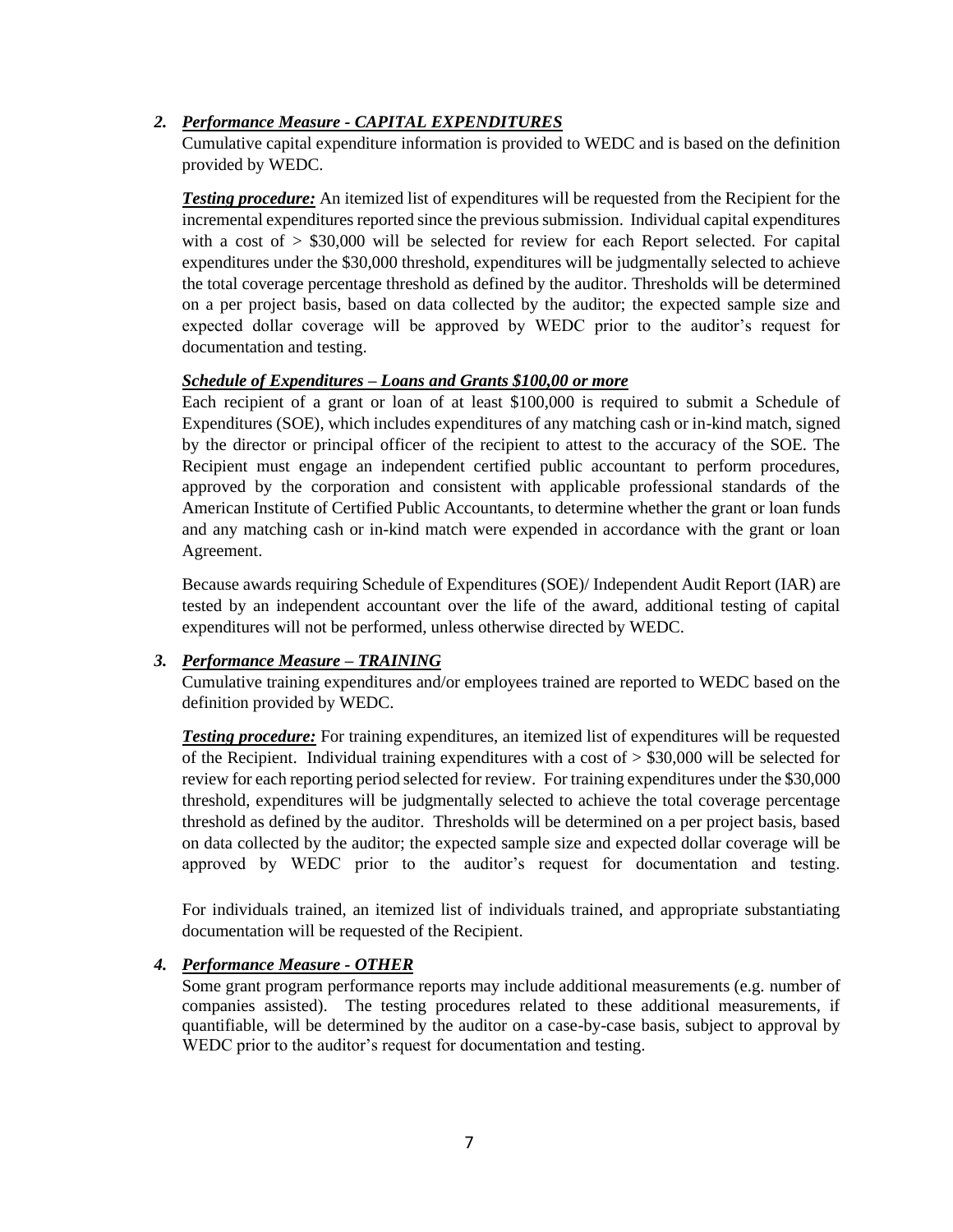2. ***Performance Measure - CAPITAL EXPENDITURES***

   Cumulative capital expenditure information is provided to WEDC and is based on the definition provided by WEDC.

   ***Testing procedure:*** An itemized list of expenditures will be requested from the Recipient for the incremental expenditures reported since the previous submission. Individual capital expenditures with a cost of > $30,000 will be selected for review for each Report selected. For capital expenditures under the $30,000 threshold, expenditures will be judgmentally selected to achieve the total coverage percentage threshold as defined by the auditor. Thresholds will be determined on a per project basis, based on data collected by the auditor; the expected sample size and expected dollar coverage will be approved by WEDC prior to the auditor's request for documentation and testing.

   ***Schedule of Expenditures – Loans and Grants $100,00 or more***

   Each recipient of a grant or loan of at least $100,000 is required to submit a Schedule of Expenditures (SOE), which includes expenditures of any matching cash or in-kind match, signed by the director or principal officer of the recipient to attest to the accuracy of the SOE. The Recipient must engage an independent certified public accountant to perform procedures, approved by the corporation and consistent with applicable professional standards of the American Institute of Certified Public Accountants, to determine whether the grant or loan funds and any matching cash or in-kind match were expended in accordance with the grant or loan Agreement.

   Because awards requiring Schedule of Expenditures (SOE)/ Independent Audit Report (IAR) are tested by an independent accountant over the life of the award, additional testing of capital expenditures will not be performed, unless otherwise directed by WEDC.

3. ***Performance Measure – TRAINING***

   Cumulative training expenditures and/or employees trained are reported to WEDC based on the definition provided by WEDC.

   ***Testing procedure:*** For training expenditures, an itemized list of expenditures will be requested of the Recipient. Individual training expenditures with a cost of > $30,000 will be selected for review for each reporting period selected for review. For training expenditures under the $30,000 threshold, expenditures will be judgmentally selected to achieve the total coverage percentage threshold as defined by the auditor. Thresholds will be determined on a per project basis, based on data collected by the auditor; the expected sample size and expected dollar coverage will be approved by WEDC prior to the auditor's request for documentation and testing.

   For individuals trained, an itemized list of individuals trained, and appropriate substantiating documentation will be requested of the Recipient.

4. ***Performance Measure - OTHER***

   Some grant program performance reports may include additional measurements (e.g. number of companies assisted). The testing procedures related to these additional measurements, if quantifiable, will be determined by the auditor on a case-by-case basis, subject to approval by WEDC prior to the auditor's request for documentation and testing.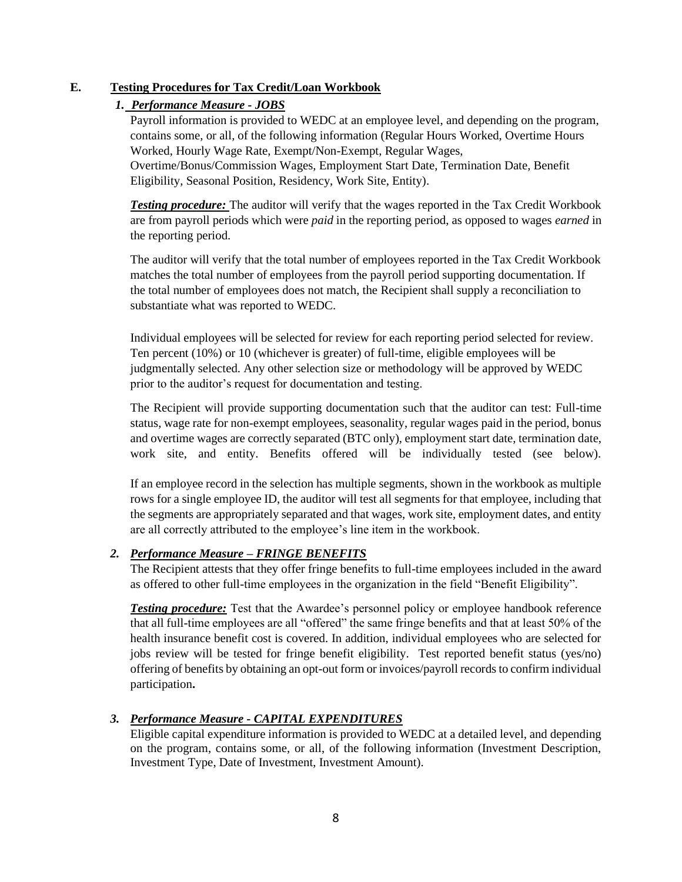## E. Testing Procedures for Tax Credit/Loan Workbook

### *1. Performance Measure - JOBS*

Payroll information is provided to WEDC at an employee level, and depending on the program, contains some, or all, of the following information (Regular Hours Worked, Overtime Hours Worked, Hourly Wage Rate, Exempt/Non-Exempt, Regular Wages, Overtime/Bonus/Commission Wages, Employment Start Date, Termination Date, Benefit Eligibility, Seasonal Position, Residency, Work Site, Entity).

***Testing procedure:*** The auditor will verify that the wages reported in the Tax Credit Workbook are from payroll periods which were *paid* in the reporting period, as opposed to wages *earned* in the reporting period.

The auditor will verify that the total number of employees reported in the Tax Credit Workbook matches the total number of employees from the payroll period supporting documentation. If the total number of employees does not match, the Recipient shall supply a reconciliation to substantiate what was reported to WEDC.

Individual employees will be selected for review for each reporting period selected for review. Ten percent (10%) or 10 (whichever is greater) of full-time, eligible employees will be judgmentally selected. Any other selection size or methodology will be approved by WEDC prior to the auditor's request for documentation and testing.

The Recipient will provide supporting documentation such that the auditor can test: Full-time status, wage rate for non-exempt employees, seasonality, regular wages paid in the period, bonus and overtime wages are correctly separated (BTC only), employment start date, termination date, work site, and entity. Benefits offered will be individually tested (see below).

If an employee record in the selection has multiple segments, shown in the workbook as multiple rows for a single employee ID, the auditor will test all segments for that employee, including that the segments are appropriately separated and that wages, work site, employment dates, and entity are all correctly attributed to the employee's line item in the workbook.

### *2. Performance Measure – FRINGE BENEFITS*

The Recipient attests that they offer fringe benefits to full-time employees included in the award as offered to other full-time employees in the organization in the field "Benefit Eligibility".

***Testing procedure:*** Test that the Awardee's personnel policy or employee handbook reference that all full-time employees are all "offered" the same fringe benefits and that at least 50% of the health insurance benefit cost is covered. In addition, individual employees who are selected for jobs review will be tested for fringe benefit eligibility. Test reported benefit status (yes/no) offering of benefits by obtaining an opt-out form or invoices/payroll records to confirm individual participation**.**

### *3. Performance Measure - CAPITAL EXPENDITURES*

Eligible capital expenditure information is provided to WEDC at a detailed level, and depending on the program, contains some, or all, of the following information (Investment Description, Investment Type, Date of Investment, Investment Amount).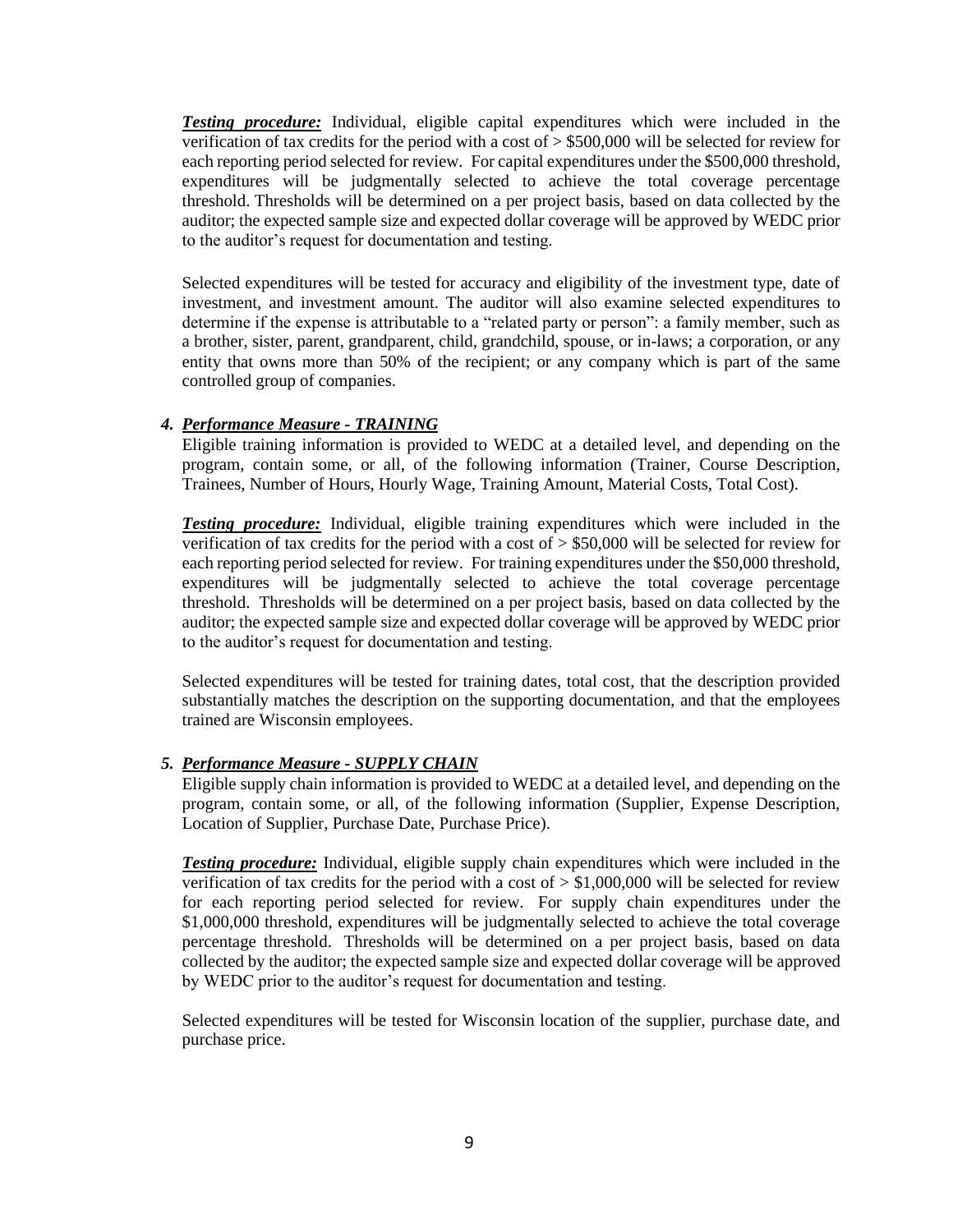***Testing procedure:*** Individual, eligible capital expenditures which were included in the verification of tax credits for the period with a cost of > $500,000 will be selected for review for each reporting period selected for review. For capital expenditures under the $500,000 threshold, expenditures will be judgmentally selected to achieve the total coverage percentage threshold. Thresholds will be determined on a per project basis, based on data collected by the auditor; the expected sample size and expected dollar coverage will be approved by WEDC prior to the auditor's request for documentation and testing.

Selected expenditures will be tested for accuracy and eligibility of the investment type, date of investment, and investment amount. The auditor will also examine selected expenditures to determine if the expense is attributable to a "related party or person": a family member, such as a brother, sister, parent, grandparent, child, grandchild, spouse, or in-laws; a corporation, or any entity that owns more than 50% of the recipient; or any company which is part of the same controlled group of companies.

***4. Performance Measure - TRAINING***

Eligible training information is provided to WEDC at a detailed level, and depending on the program, contain some, or all, of the following information (Trainer, Course Description, Trainees, Number of Hours, Hourly Wage, Training Amount, Material Costs, Total Cost).

***Testing procedure:*** Individual, eligible training expenditures which were included in the verification of tax credits for the period with a cost of > $50,000 will be selected for review for each reporting period selected for review. For training expenditures under the $50,000 threshold, expenditures will be judgmentally selected to achieve the total coverage percentage threshold. Thresholds will be determined on a per project basis, based on data collected by the auditor; the expected sample size and expected dollar coverage will be approved by WEDC prior to the auditor's request for documentation and testing.

Selected expenditures will be tested for training dates, total cost, that the description provided substantially matches the description on the supporting documentation, and that the employees trained are Wisconsin employees.

***5. Performance Measure - SUPPLY CHAIN***

Eligible supply chain information is provided to WEDC at a detailed level, and depending on the program, contain some, or all, of the following information (Supplier, Expense Description, Location of Supplier, Purchase Date, Purchase Price).

***Testing procedure:*** Individual, eligible supply chain expenditures which were included in the verification of tax credits for the period with a cost of > $1,000,000 will be selected for review for each reporting period selected for review. For supply chain expenditures under the $1,000,000 threshold, expenditures will be judgmentally selected to achieve the total coverage percentage threshold. Thresholds will be determined on a per project basis, based on data collected by the auditor; the expected sample size and expected dollar coverage will be approved by WEDC prior to the auditor's request for documentation and testing.

Selected expenditures will be tested for Wisconsin location of the supplier, purchase date, and purchase price.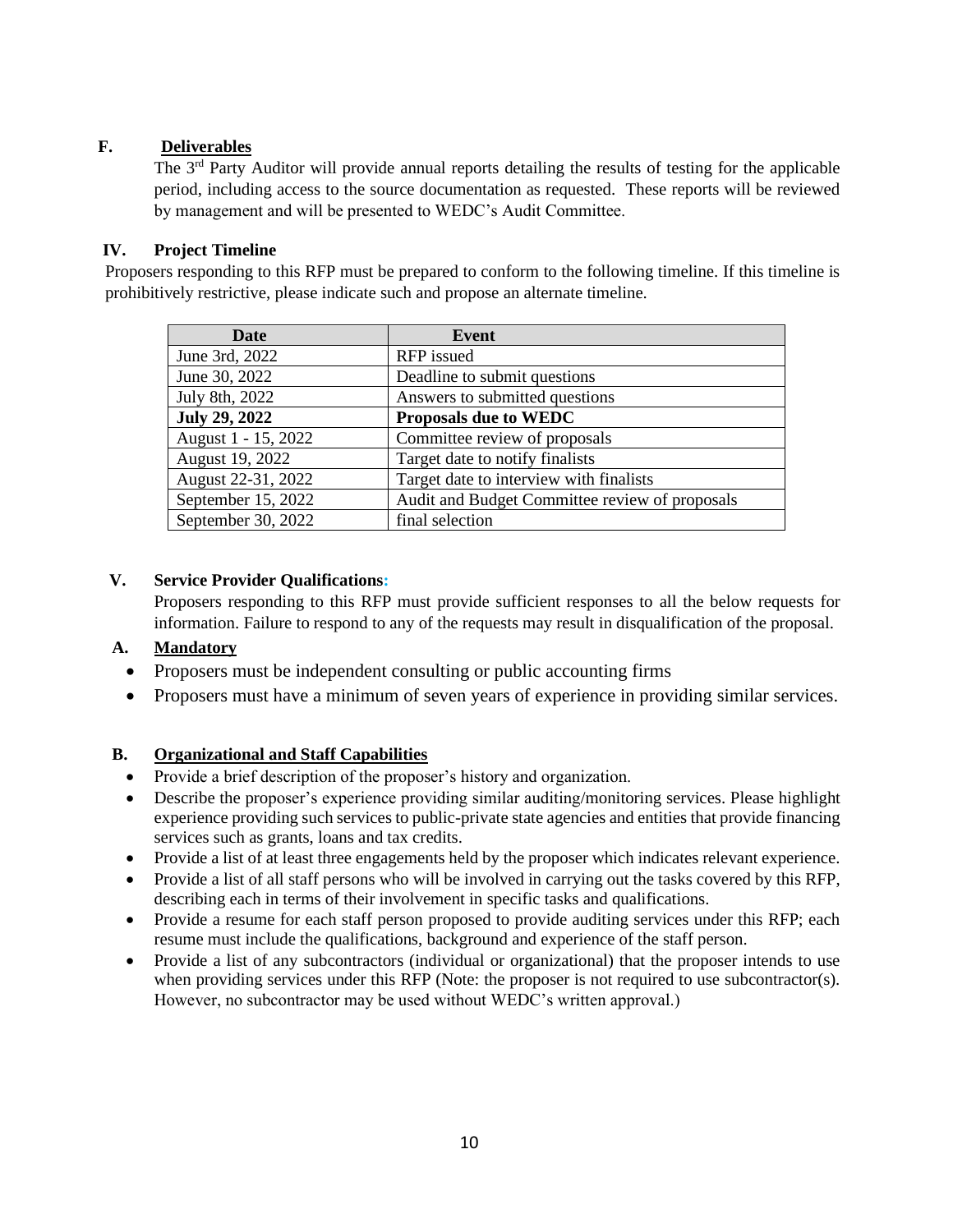### F. **Deliverables**

The 3rd Party Auditor will provide annual reports detailing the results of testing for the applicable period, including access to the source documentation as requested. These reports will be reviewed by management and will be presented to WEDC's Audit Committee.

## IV. Project Timeline

Proposers responding to this RFP must be prepared to conform to the following timeline. If this timeline is prohibitively restrictive, please indicate such and propose an alternate timeline.

| Date | Event |
|---|---|
| June 3rd, 2022 | RFP issued |
| June 30, 2022 | Deadline to submit questions |
| July 8th, 2022 | Answers to submitted questions |
| **July 29, 2022** | **Proposals due to WEDC** |
| August 1 - 15, 2022 | Committee review of proposals |
| August 19, 2022 | Target date to notify finalists |
| August 22-31, 2022 | Target date to interview with finalists |
| September 15, 2022 | Audit and Budget Committee review of proposals |
| September 30, 2022 | final selection |

## V. Service Provider Qualifications:

Proposers responding to this RFP must provide sufficient responses to all the below requests for information. Failure to respond to any of the requests may result in disqualification of the proposal.

### A. **Mandatory**

- Proposers must be independent consulting or public accounting firms
- Proposers must have a minimum of seven years of experience in providing similar services.

### B. **Organizational and Staff Capabilities**

- Provide a brief description of the proposer's history and organization.
- Describe the proposer's experience providing similar auditing/monitoring services. Please highlight experience providing such services to public-private state agencies and entities that provide financing services such as grants, loans and tax credits.
- Provide a list of at least three engagements held by the proposer which indicates relevant experience.
- Provide a list of all staff persons who will be involved in carrying out the tasks covered by this RFP, describing each in terms of their involvement in specific tasks and qualifications.
- Provide a resume for each staff person proposed to provide auditing services under this RFP; each resume must include the qualifications, background and experience of the staff person.
- Provide a list of any subcontractors (individual or organizational) that the proposer intends to use when providing services under this RFP (Note: the proposer is not required to use subcontractor(s). However, no subcontractor may be used without WEDC's written approval.)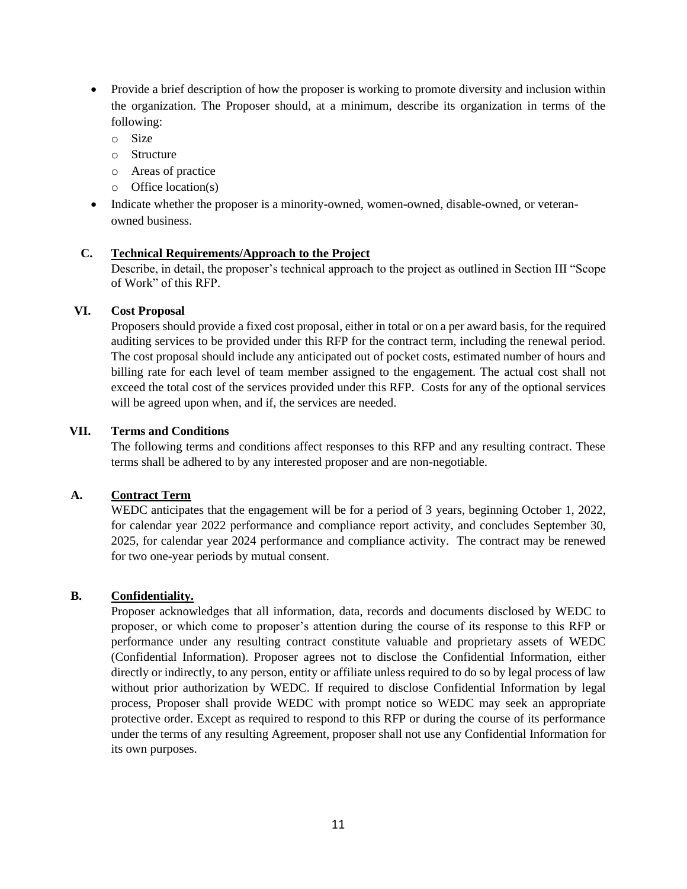- Provide a brief description of how the proposer is working to promote diversity and inclusion within the organization. The Proposer should, at a minimum, describe its organization in terms of the following:
  - Size
  - Structure
  - Areas of practice
  - Office location(s)
- Indicate whether the proposer is a minority-owned, women-owned, disable-owned, or veteran-owned business.

### C. Technical Requirements/Approach to the Project

Describe, in detail, the proposer's technical approach to the project as outlined in Section III "Scope of Work" of this RFP.

## VI. Cost Proposal

Proposers should provide a fixed cost proposal, either in total or on a per award basis, for the required auditing services to be provided under this RFP for the contract term, including the renewal period. The cost proposal should include any anticipated out of pocket costs, estimated number of hours and billing rate for each level of team member assigned to the engagement. The actual cost shall not exceed the total cost of the services provided under this RFP. Costs for any of the optional services will be agreed upon when, and if, the services are needed.

## VII. Terms and Conditions

The following terms and conditions affect responses to this RFP and any resulting contract. These terms shall be adhered to by any interested proposer and are non-negotiable.

### A. Contract Term

WEDC anticipates that the engagement will be for a period of 3 years, beginning October 1, 2022, for calendar year 2022 performance and compliance report activity, and concludes September 30, 2025, for calendar year 2024 performance and compliance activity. The contract may be renewed for two one-year periods by mutual consent.

### B. Confidentiality.

Proposer acknowledges that all information, data, records and documents disclosed by WEDC to proposer, or which come to proposer's attention during the course of its response to this RFP or performance under any resulting contract constitute valuable and proprietary assets of WEDC (Confidential Information). Proposer agrees not to disclose the Confidential Information, either directly or indirectly, to any person, entity or affiliate unless required to do so by legal process of law without prior authorization by WEDC. If required to disclose Confidential Information by legal process, Proposer shall provide WEDC with prompt notice so WEDC may seek an appropriate protective order. Except as required to respond to this RFP or during the course of its performance under the terms of any resulting Agreement, proposer shall not use any Confidential Information for its own purposes.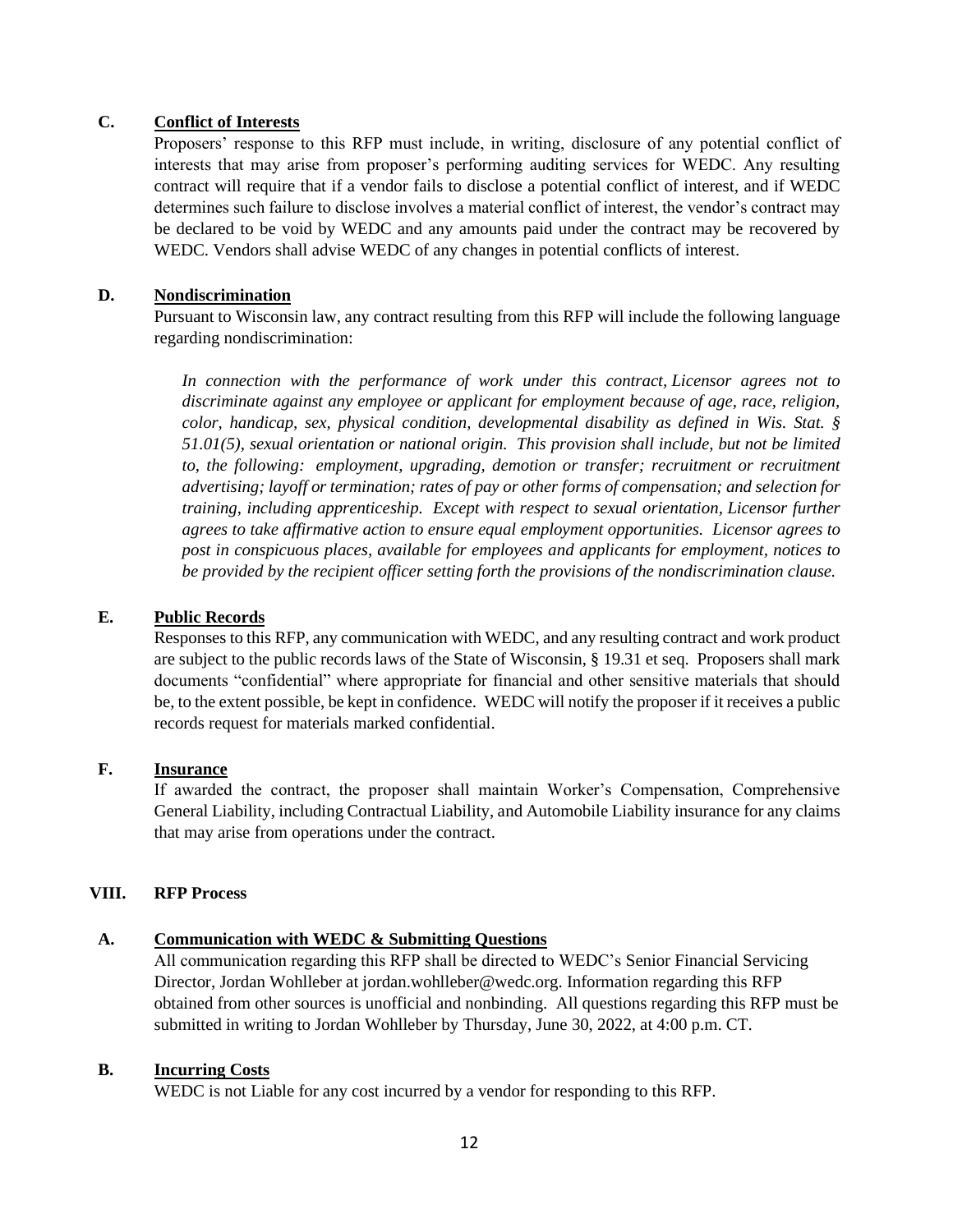### C. Conflict of Interests

Proposers' response to this RFP must include, in writing, disclosure of any potential conflict of interests that may arise from proposer's performing auditing services for WEDC. Any resulting contract will require that if a vendor fails to disclose a potential conflict of interest, and if WEDC determines such failure to disclose involves a material conflict of interest, the vendor's contract may be declared to be void by WEDC and any amounts paid under the contract may be recovered by WEDC. Vendors shall advise WEDC of any changes in potential conflicts of interest.

### D. Nondiscrimination

Pursuant to Wisconsin law, any contract resulting from this RFP will include the following language regarding nondiscrimination:

> *In connection with the performance of work under this contract, Licensor agrees not to discriminate against any employee or applicant for employment because of age, race, religion, color, handicap, sex, physical condition, developmental disability as defined in Wis. Stat. § 51.01(5), sexual orientation or national origin. This provision shall include, but not be limited to, the following: employment, upgrading, demotion or transfer; recruitment or recruitment advertising; layoff or termination; rates of pay or other forms of compensation; and selection for training, including apprenticeship. Except with respect to sexual orientation, Licensor further agrees to take affirmative action to ensure equal employment opportunities. Licensor agrees to post in conspicuous places, available for employees and applicants for employment, notices to be provided by the recipient officer setting forth the provisions of the nondiscrimination clause.*

### E. Public Records

Responses to this RFP, any communication with WEDC, and any resulting contract and work product are subject to the public records laws of the State of Wisconsin, § 19.31 et seq. Proposers shall mark documents "confidential" where appropriate for financial and other sensitive materials that should be, to the extent possible, be kept in confidence. WEDC will notify the proposer if it receives a public records request for materials marked confidential.

### F. Insurance

If awarded the contract, the proposer shall maintain Worker's Compensation, Comprehensive General Liability, including Contractual Liability, and Automobile Liability insurance for any claims that may arise from operations under the contract.

## VIII. RFP Process

### A. Communication with WEDC & Submitting Questions

All communication regarding this RFP shall be directed to WEDC's Senior Financial Servicing Director, Jordan Wohlleber at jordan.wohlleber@wedc.org. Information regarding this RFP obtained from other sources is unofficial and nonbinding. All questions regarding this RFP must be submitted in writing to Jordan Wohlleber by Thursday, June 30, 2022, at 4:00 p.m. CT.

### B. Incurring Costs

WEDC is not Liable for any cost incurred by a vendor for responding to this RFP.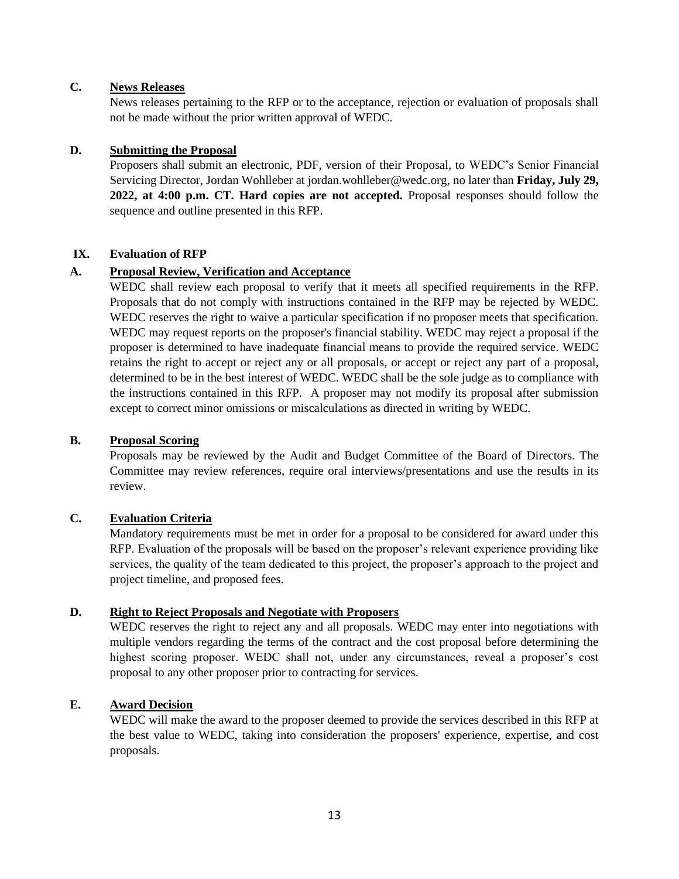### C. News Releases

News releases pertaining to the RFP or to the acceptance, rejection or evaluation of proposals shall not be made without the prior written approval of WEDC.

### D. Submitting the Proposal

Proposers shall submit an electronic, PDF, version of their Proposal, to WEDC's Senior Financial Servicing Director, Jordan Wohlleber at jordan.wohlleber@wedc.org, no later than **Friday, July 29, 2022, at 4:00 p.m. CT. Hard copies are not accepted.** Proposal responses should follow the sequence and outline presented in this RFP.

## IX. Evaluation of RFP

### A. Proposal Review, Verification and Acceptance

WEDC shall review each proposal to verify that it meets all specified requirements in the RFP. Proposals that do not comply with instructions contained in the RFP may be rejected by WEDC. WEDC reserves the right to waive a particular specification if no proposer meets that specification. WEDC may request reports on the proposer's financial stability. WEDC may reject a proposal if the proposer is determined to have inadequate financial means to provide the required service. WEDC retains the right to accept or reject any or all proposals, or accept or reject any part of a proposal, determined to be in the best interest of WEDC. WEDC shall be the sole judge as to compliance with the instructions contained in this RFP. A proposer may not modify its proposal after submission except to correct minor omissions or miscalculations as directed in writing by WEDC.

### B. Proposal Scoring

Proposals may be reviewed by the Audit and Budget Committee of the Board of Directors. The Committee may review references, require oral interviews/presentations and use the results in its review.

### C. Evaluation Criteria

Mandatory requirements must be met in order for a proposal to be considered for award under this RFP. Evaluation of the proposals will be based on the proposer's relevant experience providing like services, the quality of the team dedicated to this project, the proposer's approach to the project and project timeline, and proposed fees.

### D. Right to Reject Proposals and Negotiate with Proposers

WEDC reserves the right to reject any and all proposals. WEDC may enter into negotiations with multiple vendors regarding the terms of the contract and the cost proposal before determining the highest scoring proposer. WEDC shall not, under any circumstances, reveal a proposer's cost proposal to any other proposer prior to contracting for services.

### E. Award Decision

WEDC will make the award to the proposer deemed to provide the services described in this RFP at the best value to WEDC, taking into consideration the proposers' experience, expertise, and cost proposals.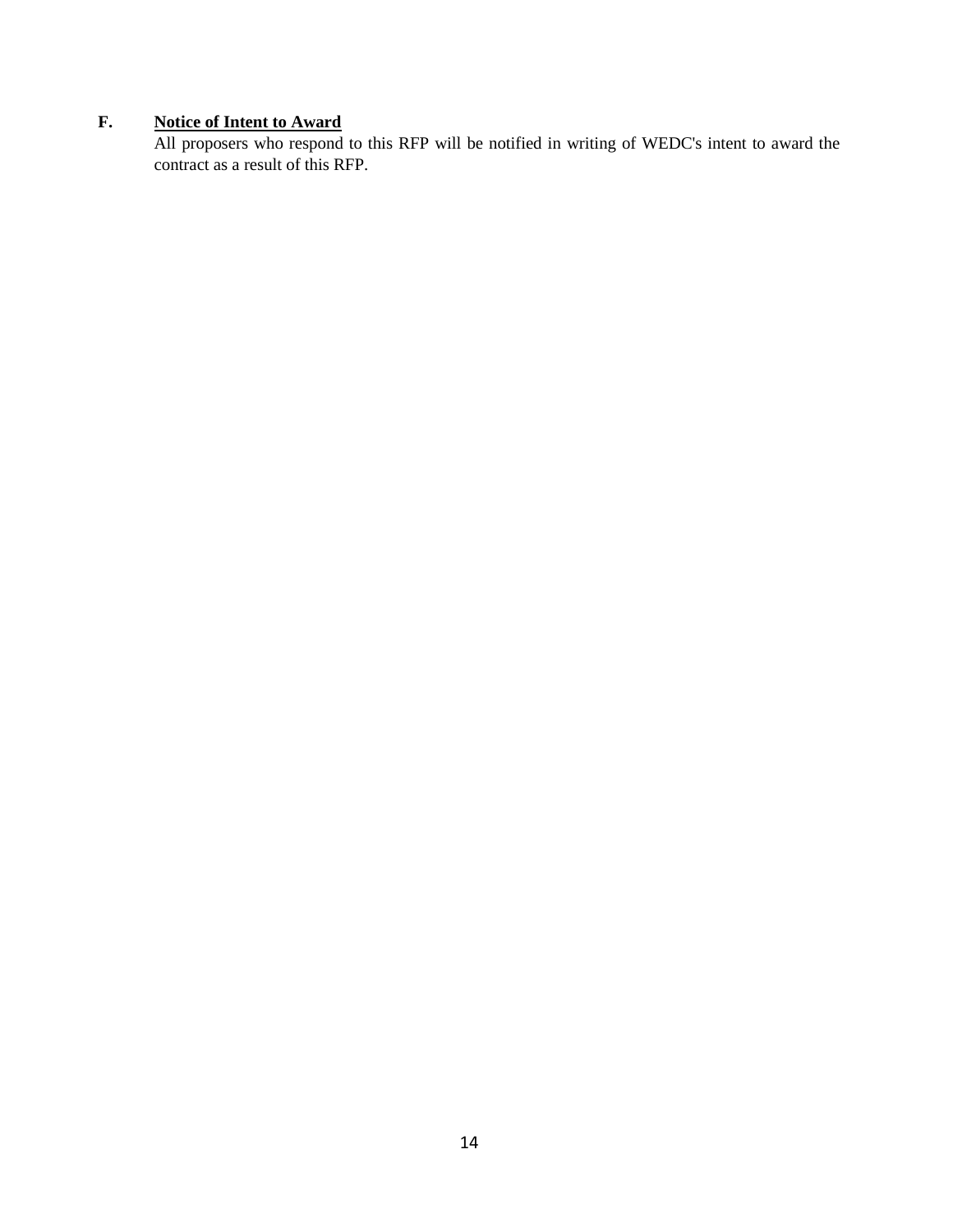**F. <u>Notice of Intent to Award</u>**

All proposers who respond to this RFP will be notified in writing of WEDC's intent to award the contract as a result of this RFP.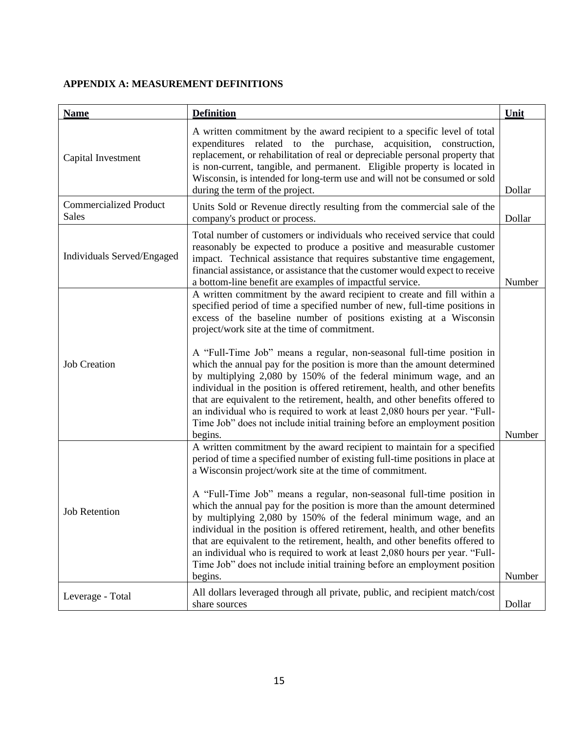**APPENDIX A: MEASUREMENT DEFINITIONS**

| Name | Definition | Unit |
|---|---|---|
| Capital Investment | A written commitment by the award recipient to a specific level of total expenditures related to the purchase, acquisition, construction, replacement, or rehabilitation of real or depreciable personal property that is non-current, tangible, and permanent. Eligible property is located in Wisconsin, is intended for long-term use and will not be consumed or sold during the term of the project. | Dollar |
| Commercialized Product Sales | Units Sold or Revenue directly resulting from the commercial sale of the company's product or process. | Dollar |
| Individuals Served/Engaged | Total number of customers or individuals who received service that could reasonably be expected to produce a positive and measurable customer impact. Technical assistance that requires substantive time engagement, financial assistance, or assistance that the customer would expect to receive a bottom-line benefit are examples of impactful service. | Number |
| Job Creation | A written commitment by the award recipient to create and fill within a specified period of time a specified number of new, full-time positions in excess of the baseline number of positions existing at a Wisconsin project/work site at the time of commitment.<br><br>A "Full-Time Job" means a regular, non-seasonal full-time position in which the annual pay for the position is more than the amount determined by multiplying 2,080 by 150% of the federal minimum wage, and an individual in the position is offered retirement, health, and other benefits that are equivalent to the retirement, health, and other benefits offered to an individual who is required to work at least 2,080 hours per year. "Full-Time Job" does not include initial training before an employment position begins. | Number |
| Job Retention | A written commitment by the award recipient to maintain for a specified period of time a specified number of existing full-time positions in place at a Wisconsin project/work site at the time of commitment.<br><br>A "Full-Time Job" means a regular, non-seasonal full-time position in which the annual pay for the position is more than the amount determined by multiplying 2,080 by 150% of the federal minimum wage, and an individual in the position is offered retirement, health, and other benefits that are equivalent to the retirement, health, and other benefits offered to an individual who is required to work at least 2,080 hours per year. "Full-Time Job" does not include initial training before an employment position begins. | Number |
| Leverage - Total | All dollars leveraged through all private, public, and recipient match/cost share sources | Dollar |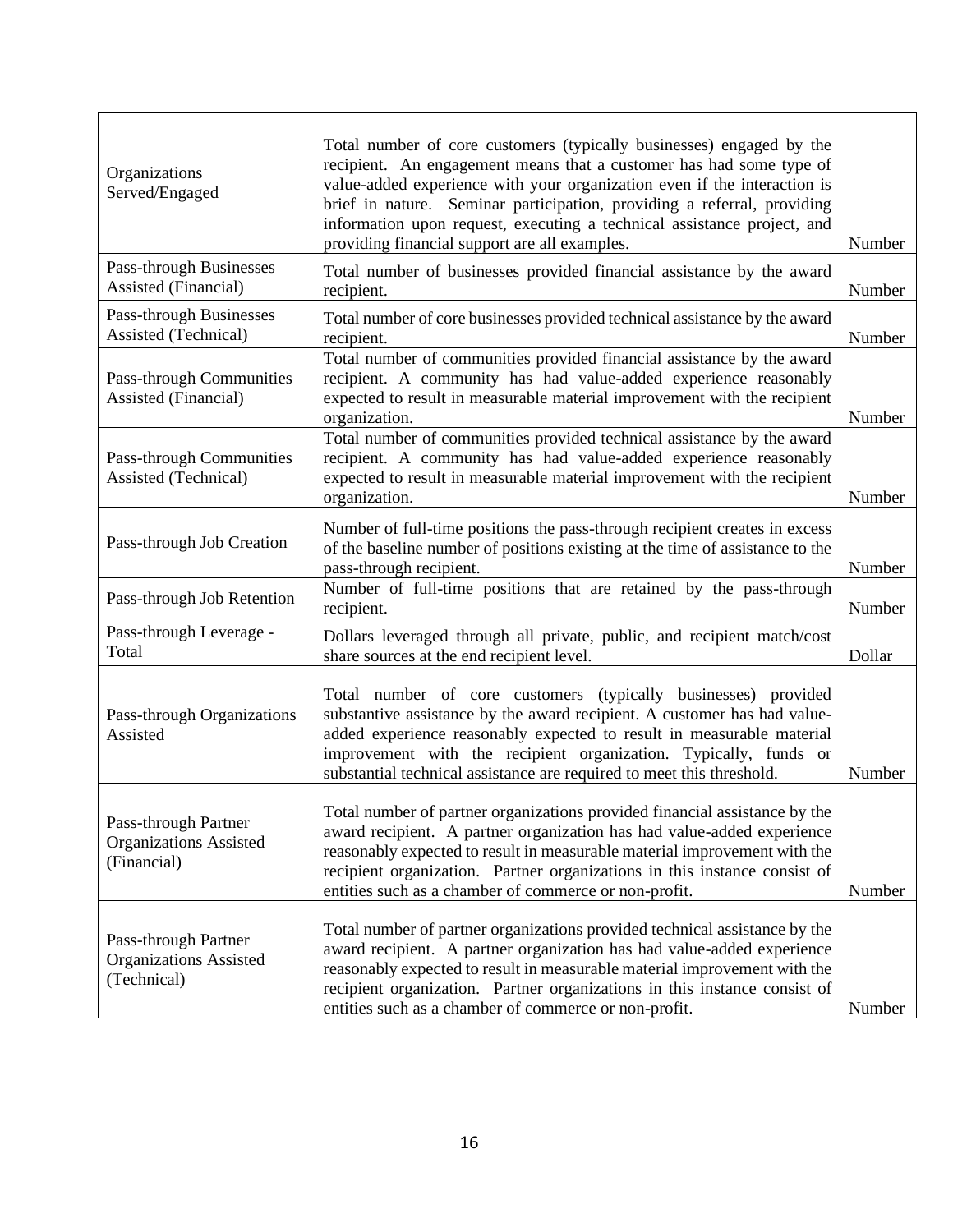| | | |
|---|---|---|
| Organizations Served/Engaged | Total number of core customers (typically businesses) engaged by the recipient. An engagement means that a customer has had some type of value-added experience with your organization even if the interaction is brief in nature. Seminar participation, providing a referral, providing information upon request, executing a technical assistance project, and providing financial support are all examples. | Number |
| Pass-through Businesses Assisted (Financial) | Total number of businesses provided financial assistance by the award recipient. | Number |
| Pass-through Businesses Assisted (Technical) | Total number of core businesses provided technical assistance by the award recipient. | Number |
| Pass-through Communities Assisted (Financial) | Total number of communities provided financial assistance by the award recipient. A community has had value-added experience reasonably expected to result in measurable material improvement with the recipient organization. | Number |
| Pass-through Communities Assisted (Technical) | Total number of communities provided technical assistance by the award recipient. A community has had value-added experience reasonably expected to result in measurable material improvement with the recipient organization. | Number |
| Pass-through Job Creation | Number of full-time positions the pass-through recipient creates in excess of the baseline number of positions existing at the time of assistance to the pass-through recipient. | Number |
| Pass-through Job Retention | Number of full-time positions that are retained by the pass-through recipient. | Number |
| Pass-through Leverage - Total | Dollars leveraged through all private, public, and recipient match/cost share sources at the end recipient level. | Dollar |
| Pass-through Organizations Assisted | Total number of core customers (typically businesses) provided substantive assistance by the award recipient. A customer has had value-added experience reasonably expected to result in measurable material improvement with the recipient organization. Typically, funds or substantial technical assistance are required to meet this threshold. | Number |
| Pass-through Partner Organizations Assisted (Financial) | Total number of partner organizations provided financial assistance by the award recipient. A partner organization has had value-added experience reasonably expected to result in measurable material improvement with the recipient organization. Partner organizations in this instance consist of entities such as a chamber of commerce or non-profit. | Number |
| Pass-through Partner Organizations Assisted (Technical) | Total number of partner organizations provided technical assistance by the award recipient. A partner organization has had value-added experience reasonably expected to result in measurable material improvement with the recipient organization. Partner organizations in this instance consist of entities such as a chamber of commerce or non-profit. | Number |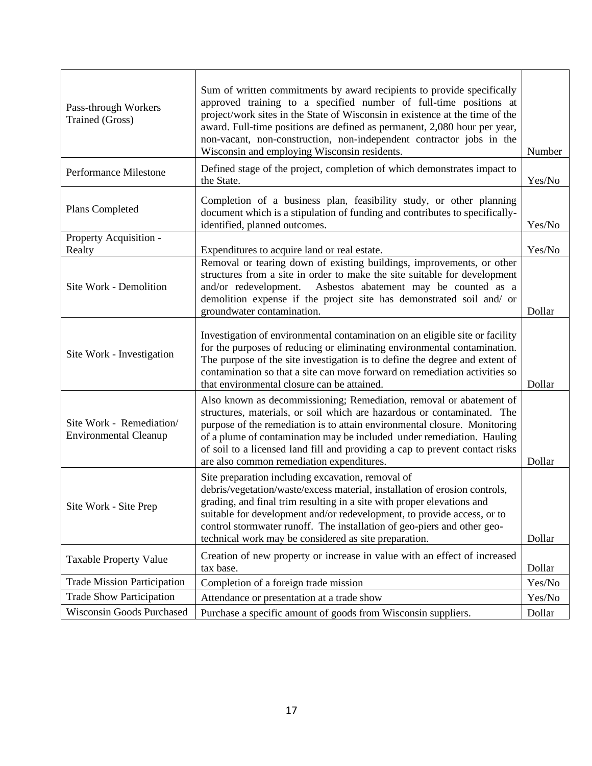| | | |
|---|---|---|
| Pass-through Workers Trained (Gross) | Sum of written commitments by award recipients to provide specifically approved training to a specified number of full-time positions at project/work sites in the State of Wisconsin in existence at the time of the award. Full-time positions are defined as permanent, 2,080 hour per year, non-vacant, non-construction, non-independent contractor jobs in the Wisconsin and employing Wisconsin residents. | Number |
| Performance Milestone | Defined stage of the project, completion of which demonstrates impact to the State. | Yes/No |
| Plans Completed | Completion of a business plan, feasibility study, or other planning document which is a stipulation of funding and contributes to specifically-identified, planned outcomes. | Yes/No |
| Property Acquisition - Realty | Expenditures to acquire land or real estate. | Yes/No |
| Site Work - Demolition | Removal or tearing down of existing buildings, improvements, or other structures from a site in order to make the site suitable for development and/or redevelopment. Asbestos abatement may be counted as a demolition expense if the project site has demonstrated soil and/ or groundwater contamination. | Dollar |
| Site Work - Investigation | Investigation of environmental contamination on an eligible site or facility for the purposes of reducing or eliminating environmental contamination. The purpose of the site investigation is to define the degree and extent of contamination so that a site can move forward on remediation activities so that environmental closure can be attained. | Dollar |
| Site Work - Remediation/ Environmental Cleanup | Also known as decommissioning; Remediation, removal or abatement of structures, materials, or soil which are hazardous or contaminated. The purpose of the remediation is to attain environmental closure. Monitoring of a plume of contamination may be included under remediation. Hauling of soil to a licensed land fill and providing a cap to prevent contact risks are also common remediation expenditures. | Dollar |
| Site Work - Site Prep | Site preparation including excavation, removal of debris/vegetation/waste/excess material, installation of erosion controls, grading, and final trim resulting in a site with proper elevations and suitable for development and/or redevelopment, to provide access, or to control stormwater runoff. The installation of geo-piers and other geo-technical work may be considered as site preparation. | Dollar |
| Taxable Property Value | Creation of new property or increase in value with an effect of increased tax base. | Dollar |
| Trade Mission Participation | Completion of a foreign trade mission | Yes/No |
| Trade Show Participation | Attendance or presentation at a trade show | Yes/No |
| Wisconsin Goods Purchased | Purchase a specific amount of goods from Wisconsin suppliers. | Dollar |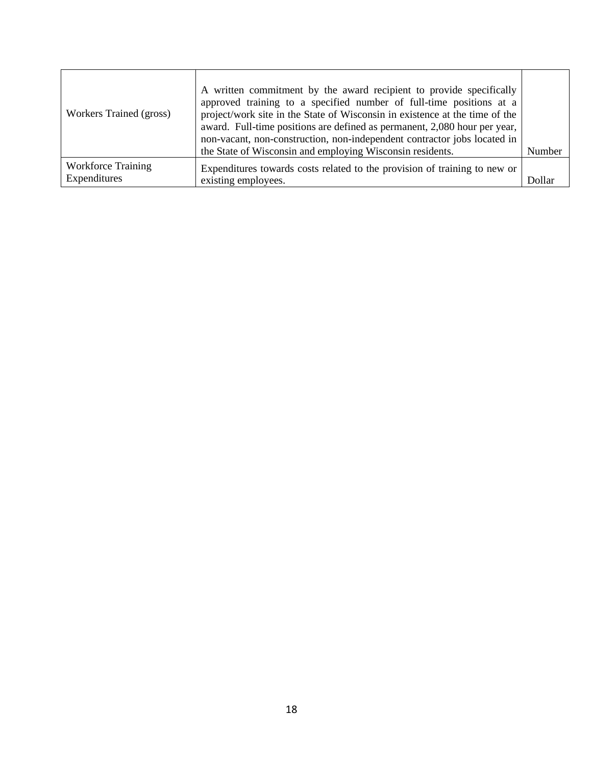| | | |
|---|---|---|
| Workers Trained (gross) | A written commitment by the award recipient to provide specifically approved training to a specified number of full-time positions at a project/work site in the State of Wisconsin in existence at the time of the award. Full-time positions are defined as permanent, 2,080 hour per year, non-vacant, non-construction, non-independent contractor jobs located in the State of Wisconsin and employing Wisconsin residents. | Number |
| Workforce Training Expenditures | Expenditures towards costs related to the provision of training to new or existing employees. | Dollar |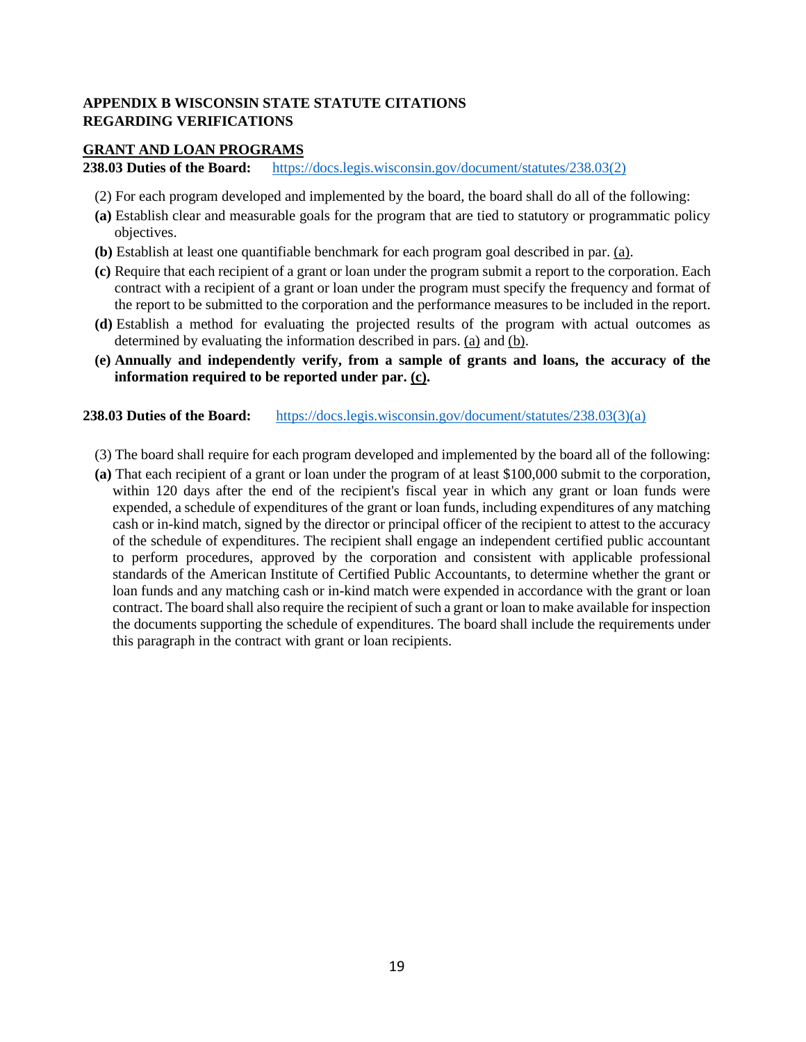**APPENDIX B WISCONSIN STATE STATUTE CITATIONS**
**REGARDING VERIFICATIONS**

**GRANT AND LOAN PROGRAMS**

**238.03 Duties of the Board:** https://docs.legis.wisconsin.gov/document/statutes/238.03(2)

(2) For each program developed and implemented by the board, the board shall do all of the following:

**(a)** Establish clear and measurable goals for the program that are tied to statutory or programmatic policy objectives.

**(b)** Establish at least one quantifiable benchmark for each program goal described in par. (a).

**(c)** Require that each recipient of a grant or loan under the program submit a report to the corporation. Each contract with a recipient of a grant or loan under the program must specify the frequency and format of the report to be submitted to the corporation and the performance measures to be included in the report.

**(d)** Establish a method for evaluating the projected results of the program with actual outcomes as determined by evaluating the information described in pars. (a) and (b).

**(e) Annually and independently verify, from a sample of grants and loans, the accuracy of the information required to be reported under par. (c).**

**238.03 Duties of the Board:** https://docs.legis.wisconsin.gov/document/statutes/238.03(3)(a)

(3) The board shall require for each program developed and implemented by the board all of the following:

**(a)** That each recipient of a grant or loan under the program of at least $100,000 submit to the corporation, within 120 days after the end of the recipient's fiscal year in which any grant or loan funds were expended, a schedule of expenditures of the grant or loan funds, including expenditures of any matching cash or in-kind match, signed by the director or principal officer of the recipient to attest to the accuracy of the schedule of expenditures. The recipient shall engage an independent certified public accountant to perform procedures, approved by the corporation and consistent with applicable professional standards of the American Institute of Certified Public Accountants, to determine whether the grant or loan funds and any matching cash or in-kind match were expended in accordance with the grant or loan contract. The board shall also require the recipient of such a grant or loan to make available for inspection the documents supporting the schedule of expenditures. The board shall include the requirements under this paragraph in the contract with grant or loan recipients.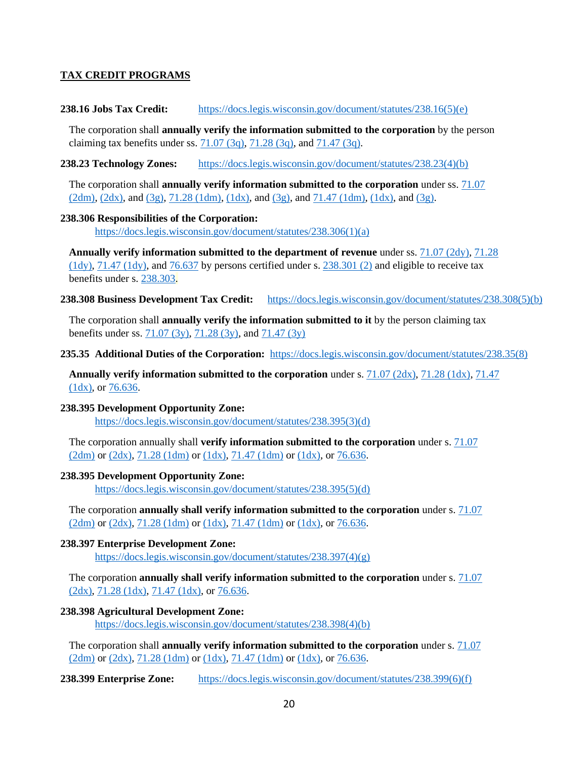**TAX CREDIT PROGRAMS**

**238.16 Jobs Tax Credit:** https://docs.legis.wisconsin.gov/document/statutes/238.16(5)(e)

The corporation shall **annually verify the information submitted to the corporation** by the person claiming tax benefits under ss. 71.07 (3q), 71.28 (3q), and 71.47 (3q).

**238.23 Technology Zones:** https://docs.legis.wisconsin.gov/document/statutes/238.23(4)(b)

The corporation shall **annually verify information submitted to the corporation** under ss. 71.07 (2dm), (2dx), and (3g), 71.28 (1dm), (1dx), and (3g), and 71.47 (1dm), (1dx), and (3g).

**238.306 Responsibilities of the Corporation:**
https://docs.legis.wisconsin.gov/document/statutes/238.306(1)(a)

**Annually verify information submitted to the department of revenue** under ss. 71.07 (2dy), 71.28 (1dy), 71.47 (1dy), and 76.637 by persons certified under s. 238.301 (2) and eligible to receive tax benefits under s. 238.303.

**238.308 Business Development Tax Credit:** https://docs.legis.wisconsin.gov/document/statutes/238.308(5)(b)

The corporation shall **annually verify the information submitted to it** by the person claiming tax benefits under ss. 71.07 (3y), 71.28 (3y), and 71.47 (3y)

**235.35 Additional Duties of the Corporation:** https://docs.legis.wisconsin.gov/document/statutes/238.35(8)

**Annually verify information submitted to the corporation** under s. 71.07 (2dx), 71.28 (1dx), 71.47 (1dx), or 76.636.

**238.395 Development Opportunity Zone:**
https://docs.legis.wisconsin.gov/document/statutes/238.395(3)(d)

The corporation annually shall **verify information submitted to the corporation** under s. 71.07 (2dm) or (2dx), 71.28 (1dm) or (1dx), 71.47 (1dm) or (1dx), or 76.636.

**238.395 Development Opportunity Zone:**
https://docs.legis.wisconsin.gov/document/statutes/238.395(5)(d)

The corporation **annually shall verify information submitted to the corporation** under s. 71.07 (2dm) or (2dx), 71.28 (1dm) or (1dx), 71.47 (1dm) or (1dx), or 76.636.

**238.397 Enterprise Development Zone:**
https://docs.legis.wisconsin.gov/document/statutes/238.397(4)(g)

The corporation **annually shall verify information submitted to the corporation** under s. 71.07 (2dx), 71.28 (1dx), 71.47 (1dx), or 76.636.

**238.398 Agricultural Development Zone:**
https://docs.legis.wisconsin.gov/document/statutes/238.398(4)(b)

The corporation shall **annually verify information submitted to the corporation** under s. 71.07 (2dm) or (2dx), 71.28 (1dm) or (1dx), 71.47 (1dm) or (1dx), or 76.636.

**238.399 Enterprise Zone:** https://docs.legis.wisconsin.gov/document/statutes/238.399(6)(f)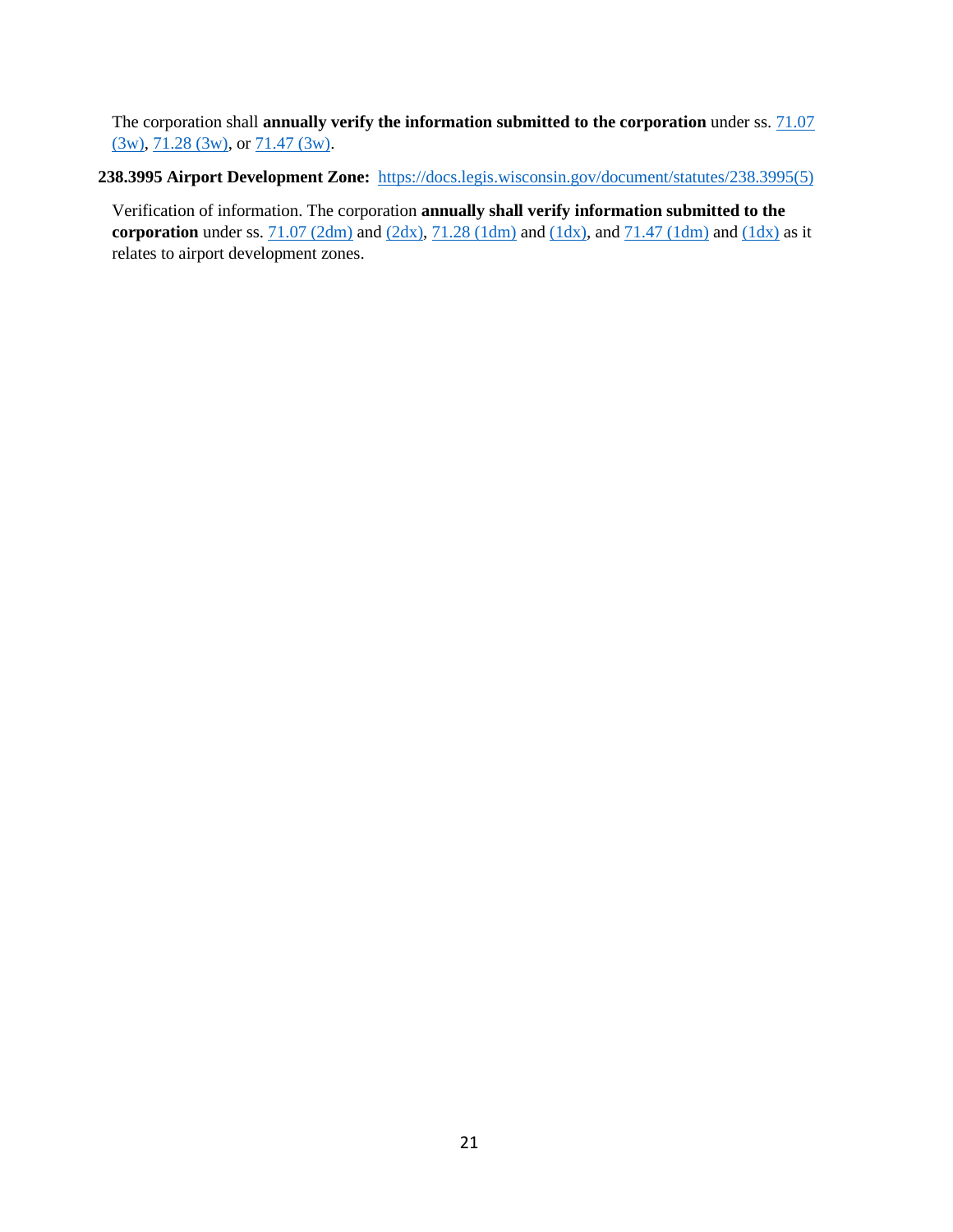The corporation shall **annually verify the information submitted to the corporation** under ss. 71.07 (3w), 71.28 (3w), or 71.47 (3w).

**238.3995 Airport Development Zone:** https://docs.legis.wisconsin.gov/document/statutes/238.3995(5)

Verification of information. The corporation **annually shall verify information submitted to the corporation** under ss. 71.07 (2dm) and (2dx), 71.28 (1dm) and (1dx), and 71.47 (1dm) and (1dx) as it relates to airport development zones.